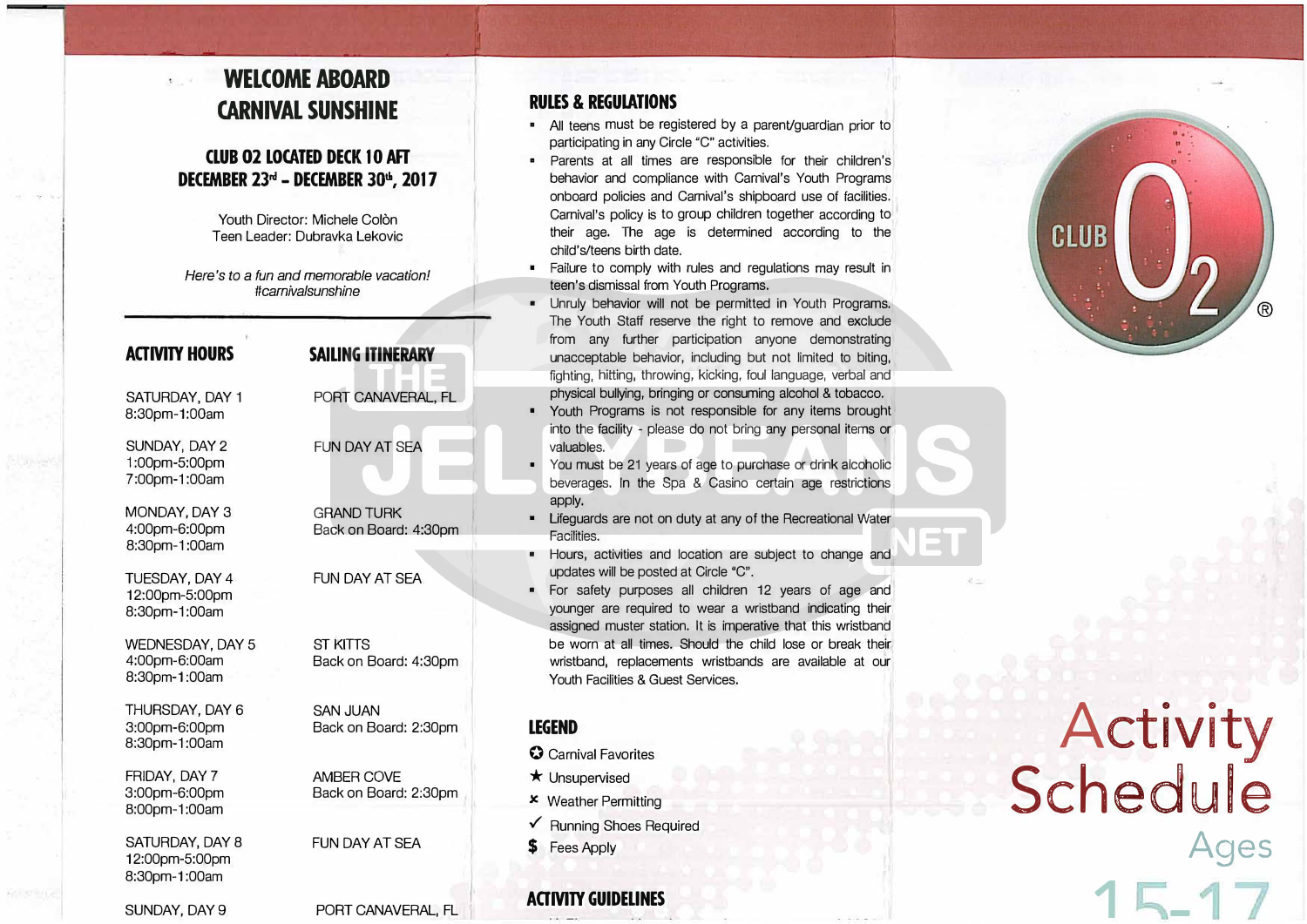# WELCOME ABOARD CARNIVAL SUNSHINE

## CLUB 02 LOCATED DECK 10 AFT
## DECEMBER 23rd – DECEMBER 30th, 2017

Youth Director: Michele Colòn
Teen Leader: Dubravka Lekovic

*Here's to a fun and memorable vacation!*
*#carnivalsunshine*

| ACTIVITY HOURS | SAILING ITINERARY |
|---|---|
| SATURDAY, DAY 1<br>8:30pm-1:00am | PORT CANAVERAL, FL |
| SUNDAY, DAY 2<br>1:00pm-5:00pm<br>7:00pm-1:00am | FUN DAY AT SEA |
| MONDAY, DAY 3<br>4:00pm-6:00pm<br>8:30pm-1:00am | GRAND TURK<br>Back on Board: 4:30pm |
| TUESDAY, DAY 4<br>12:00pm-5:00pm<br>8:30pm-1:00am | FUN DAY AT SEA |
| WEDNESDAY, DAY 5<br>4:00pm-6:00am<br>8:30pm-1:00am | ST KITTS<br>Back on Board: 4:30pm |
| THURSDAY, DAY 6<br>3:00pm-6:00pm<br>8:30pm-1:00am | SAN JUAN<br>Back on Board: 2:30pm |
| FRIDAY, DAY 7<br>3:00pm-6:00pm<br>8:00pm-1:00am | AMBER COVE<br>Back on Board: 2:30pm |
| SATURDAY, DAY 8<br>12:00pm-5:00pm<br>8:30pm-1:00am | FUN DAY AT SEA |
| SUNDAY, DAY 9 | PORT CANAVERAL, FL |

## RULES & REGULATIONS

- All teens must be registered by a parent/guardian prior to participating in any Circle "C" activities.
- Parents at all times are responsible for their children's behavior and compliance with Carnival's Youth Programs onboard policies and Carnival's shipboard use of facilities. Carnival's policy is to group children together according to their age. The age is determined according to the child's/teens birth date.
- Failure to comply with rules and regulations may result in teen's dismissal from Youth Programs.
- Unruly behavior will not be permitted in Youth Programs. The Youth Staff reserve the right to remove and exclude from any further participation anyone demonstrating unacceptable behavior, including but not limited to biting, fighting, hitting, throwing, kicking, foul language, verbal and physical bullying, bringing or consuming alcohol & tobacco.
- Youth Programs is not responsible for any items brought into the facility - please do not bring any personal items or valuables.
- You must be 21 years of age to purchase or drink alcoholic beverages. In the Spa & Casino certain age restrictions apply.
- Lifeguards are not on duty at any of the Recreational Water Facilities.
- Hours, activities and location are subject to change and updates will be posted at Circle "C".
- For safety purposes all children 12 years of age and younger are required to wear a wristband indicating their assigned muster station. It is imperative that this wristband be worn at all times. Should the child lose or break their wristband, replacements wristbands are available at our Youth Facilities & Guest Services.

## LEGEND

- ✪ Carnival Favorites
- ★ Unsupervised
- ✖ Weather Permitting
- ✓ Running Shoes Required
- $ Fees Apply

## ACTIVITY GUIDELINES

CLUB O2®

# Activity Schedule

Ages 15-17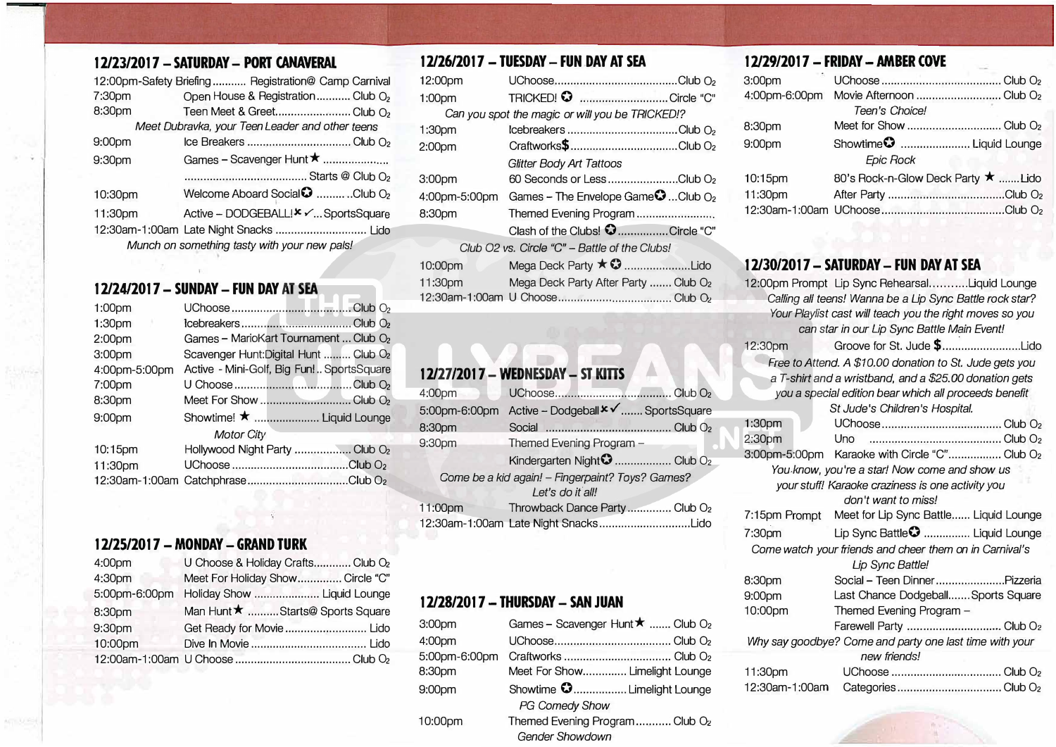## 12/23/2017 – SATURDAY – PORT CANAVERAL

12:00pm-Safety Briefing........... Registration@ Camp Carnival
7:30pm Open House & Registration........... Club $O_2$
8:30pm Teen Meet & Greet........................ Club $O_2$
*Meet Dubravka, your Teen Leader and other teens*
9:00pm Ice Breakers ................................ Club $O_2$
9:30pm Games – Scavenger Hunt ★ .................... ...................................... Starts @ Club $O_2$
10:30pm Welcome Aboard Social✪ ......... ..Club $O_2$
11:30pm Active – DODGEBALL! ✕ ✓... SportsSquare
12:30am-1:00am Late Night Snacks ............................. Lido
*Munch on something tasty with your new pals!*

## 12/24/2017 – SUNDAY – FUN DAY AT SEA

1:00pm UChoose....................................... Club $O_2$
1:30pm Icebreakers.................................... Club $O_2$
2:00pm Games – MarioKart Tournament ... Club $O_2$
3:00pm Scavenger Hunt:Digital Hunt ......... Club $O_2$
4:00pm-5:00pm Active - Mini-Golf, Big Fun! .. SportsSquare
7:00pm U Choose ..................................... Club $O_2$
8:30pm Meet For Show ............................. Club $O_2$
9:00pm Showtime! ★ ..................... Liquid Lounge
*Motor City*
10:15pm Hollywood Night Party .................. Club $O_2$
11:30pm UChoose ....................................Club $O_2$
12:30am-1:00am Catchphrase................................Club $O_2$

## 12/25/2017 – MONDAY – GRAND TURK

4:00pm U Choose & Holiday Crafts............ Club $O_2$
4:30pm Meet For Holiday Show.............. Circle "C"
5:00pm-6:00pm Holiday Show ..................... Liquid Lounge
8:30pm Man Hunt ★ ..........Starts@ Sports Square
9:30pm Get Ready for Movie .......................... Lido
10:00pm Dive In Movie ..................................... Lido
12:00am-1:00am U Choose ..................................... Club $O_2$

## 12/26/2017 – TUESDAY – FUN DAY AT SEA

12:00pm UChoose.......................................Club $O_2$
1:00pm TRICKED! ✪ ...........................Circle "C"
*Can you spot the magic or will you be TRICKED!?*
1:30pm Icebreakers ..................................Club $O_2$
2:00pm Craftworks $ .................................Club $O_2$
*Glitter Body Art Tattoos*
3:00pm 60 Seconds or Less......................Club $O_2$
4:00pm-5:00pm Games – The Envelope Game ✪ ...Club $O_2$
8:30pm Themed Evening Program .........................
Clash of the Clubs! ✪ ................Circle "C"
*Club O2 vs. Circle "C" – Battle of the Clubs!*
10:00pm Mega Deck Party ★ ✪ ....................Lido
11:30pm Mega Deck Party After Party ....... Club $O_2$
12:30am-1:00am U Choose................................... Club $O_2$

## 12/27/2017 – WEDNESDAY – ST KITTS

4:00pm UChoose.......................................... Club $O_2$
5:00pm-6:00pm Active – Dodgeball ✕ ✓....... SportsSquare
8:30pm Social ........................................ Club $O_2$
9:30pm Themed Evening Program –
Kindergarten Night ✪ ................. Club $O_2$
*Come be a kid again! – Fingerpaint? Toys? Games? Let's do it all!*
11:00pm Throwback Dance Party............. Club $O_2$
12:30am-1:00am Late Night Snacks.............................Lido

## 12/28/2017 – THURSDAY – SAN JUAN

3:00pm Games – Scavenger Hunt ★ ....... Club $O_2$
4:00pm UChoose.................................... Club $O_2$
5:00pm-6:00pm Craftworks ................................. Club $O_2$
8:30pm Meet For Show............. Limelight Lounge
9:00pm Showtime ✪................. Limelight Lounge
*PG Comedy Show*
10:00pm Themed Evening Program........... Club $O_2$
*Gender Showdown*

## 12/29/2017 – FRIDAY – AMBER COVE

3:00pm UChoose ....................................... Club $O_2$
4:00pm-6:00pm Movie Afternoon ........................... Club $O_2$
*Teen's Choice!*
8:30pm Meet for Show .............................. Club $O_2$
9:00pm Showtime ✪ ..................... Liquid Lounge
*Epic Rock*
10:15pm 80's Rock-n-Glow Deck Party ★ .......Lido
11:30pm After Party .......................................Club $O_2$
12:30am-1:00am UChoose.......................................Club $O_2$

## 12/30/2017 – SATURDAY – FUN DAY AT SEA

12:00pm Prompt Lip Sync Rehearsal...........Liquid Lounge
*Calling all teens! Wanna be a Lip Sync Battle rock star? Your Playlist cast will teach you the right moves so you can star in our Lip Sync Battle Main Event!*
12:30pm Groove for St. Jude $.........................Lido
*Free to Attend. A $10.00 donation to St. Jude gets you a T-shirt and a wristband, and a $25.00 donation gets you a special edition bear which all proceeds benefit St Jude's Children's Hospital.*
1:30pm UChoose...................................... Club $O_2$
2:30pm Uno ........................................... Club $O_2$
3:00pm-5:00pm Karaoke with Circle "C"................... Club $O_2$
*You know, you're a star! Now come and show us your stuff! Karaoke craziness is one activity you don't want to miss!*
7:15pm Prompt Meet for Lip Sync Battle...... Liquid Lounge
7:30pm Lip Sync Battle ✪ .............. Liquid Lounge
*Come watch your friends and cheer them on in Carnival's Lip Sync Battle!*
8:30pm Social – Teen Dinner......................Pizzeria
9:00pm Last Chance Dodgeball.......Sports Square
10:00pm Themed Evening Program –
Farewell Party .............................. Club $O_2$
*Why say goodbye? Come and party one last time with your new friends!*
11:30pm UChoose ................................... Club $O_2$
12:30am-1:00am Categories................................. Club $O_2$